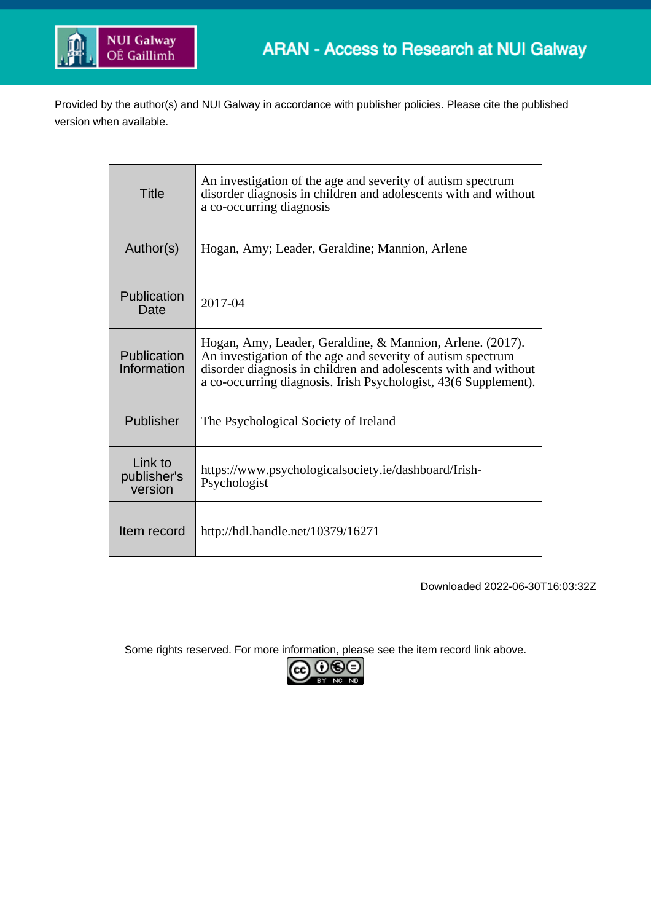ARAN - Access to Research at NUI Galway

Provided by the author(s) and NUI Galway in accordance with publisher policies. Please cite the published version when available.

| | |
|---|---|
| Title | An investigation of the age and severity of autism spectrum disorder diagnosis in children and adolescents with and without a co-occurring diagnosis |
| Author(s) | Hogan, Amy; Leader, Geraldine; Mannion, Arlene |
| Publication Date | 2017-04 |
| Publication Information | Hogan, Amy, Leader, Geraldine, & Mannion, Arlene. (2017). An investigation of the age and severity of autism spectrum disorder diagnosis in children and adolescents with and without a co-occurring diagnosis. Irish Psychologist, 43(6 Supplement). |
| Publisher | The Psychological Society of Ireland |
| Link to publisher's version | https://www.psychologicalsociety.ie/dashboard/Irish-Psychologist |
| Item record | http://hdl.handle.net/10379/16271 |

Downloaded 2022-06-30T16:03:32Z

Some rights reserved. For more information, please see the item record link above.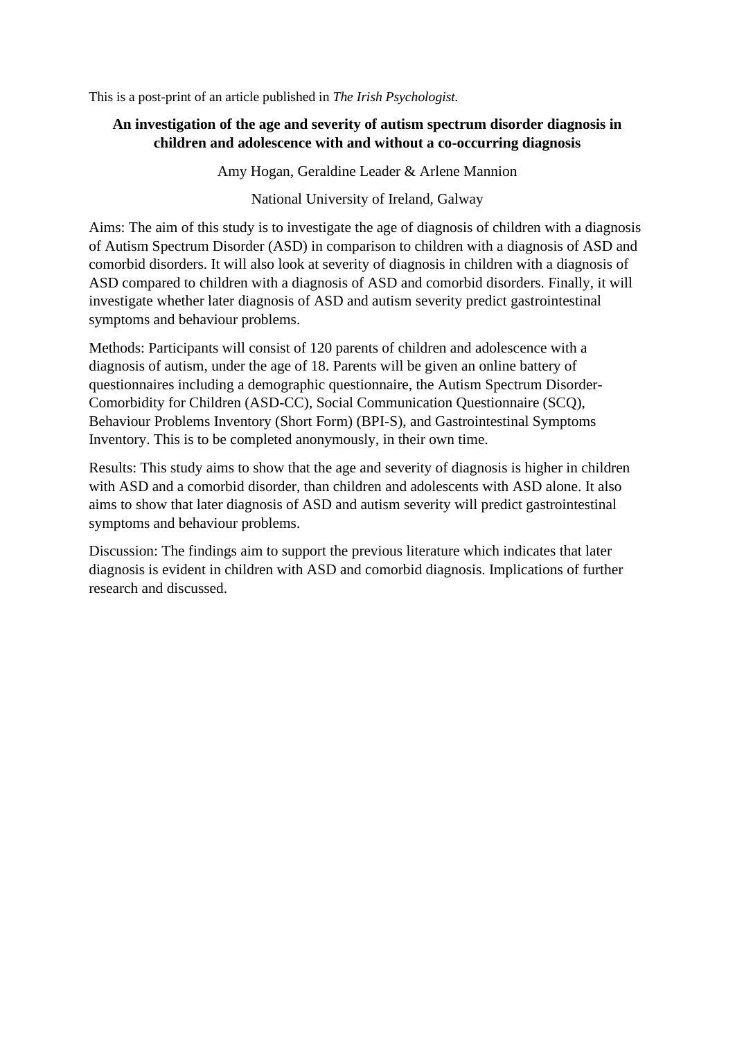This is a post-print of an article published in *The Irish Psychologist.*

# An investigation of the age and severity of autism spectrum disorder diagnosis in children and adolescence with and without a co-occurring diagnosis

Amy Hogan, Geraldine Leader & Arlene Mannion

National University of Ireland, Galway

Aims: The aim of this study is to investigate the age of diagnosis of children with a diagnosis of Autism Spectrum Disorder (ASD) in comparison to children with a diagnosis of ASD and comorbid disorders. It will also look at severity of diagnosis in children with a diagnosis of ASD compared to children with a diagnosis of ASD and comorbid disorders. Finally, it will investigate whether later diagnosis of ASD and autism severity predict gastrointestinal symptoms and behaviour problems.

Methods: Participants will consist of 120 parents of children and adolescence with a diagnosis of autism, under the age of 18. Parents will be given an online battery of questionnaires including a demographic questionnaire, the Autism Spectrum Disorder-Comorbidity for Children (ASD-CC), Social Communication Questionnaire (SCQ), Behaviour Problems Inventory (Short Form) (BPI-S), and Gastrointestinal Symptoms Inventory. This is to be completed anonymously, in their own time.

Results: This study aims to show that the age and severity of diagnosis is higher in children with ASD and a comorbid disorder, than children and adolescents with ASD alone. It also aims to show that later diagnosis of ASD and autism severity will predict gastrointestinal symptoms and behaviour problems.

Discussion: The findings aim to support the previous literature which indicates that later diagnosis is evident in children with ASD and comorbid diagnosis. Implications of further research and discussed.